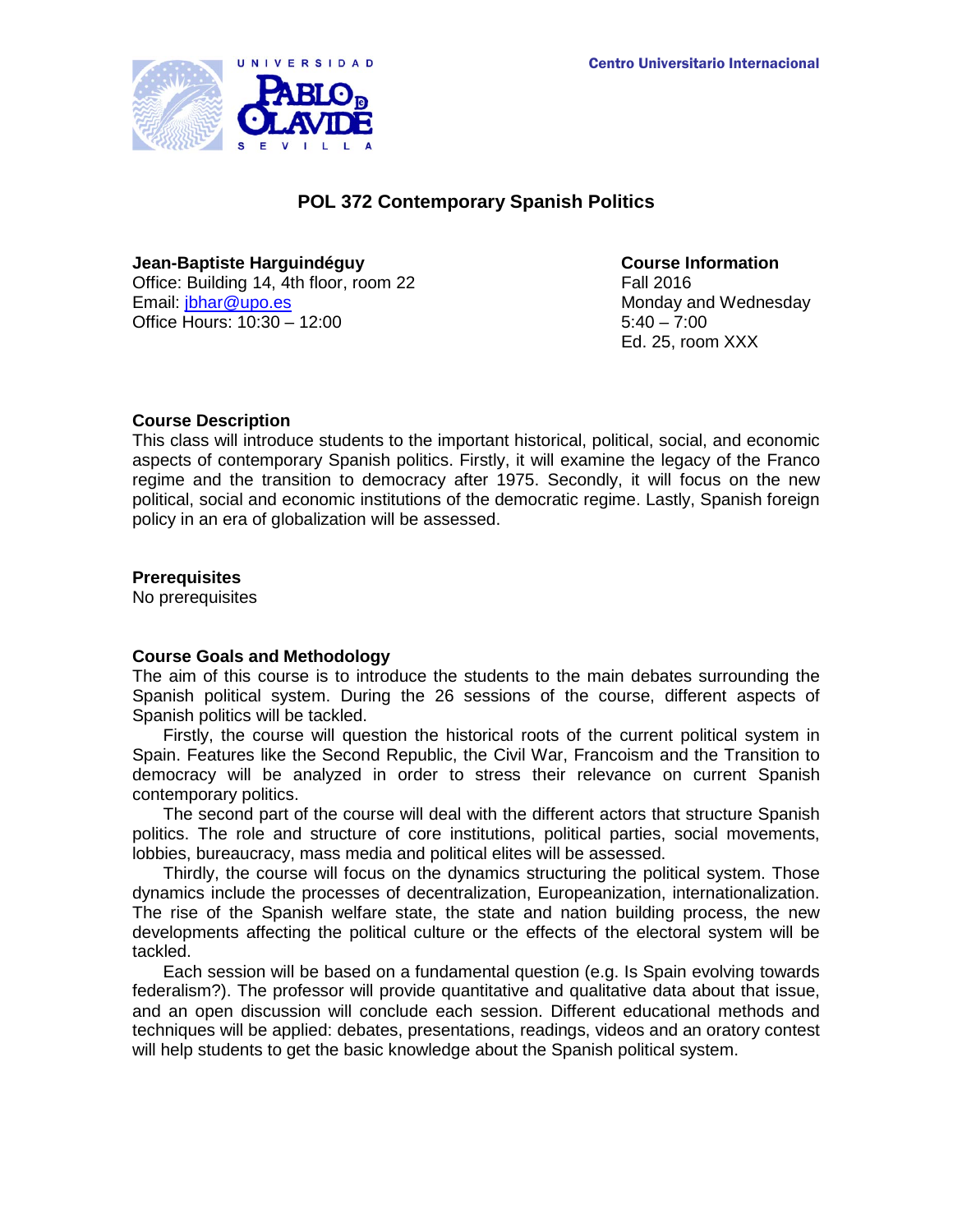Centro Universitario Internacional

# POL 372 Contemporary Spanish Politics

**Jean-Baptiste Harguindéguy**
Office: Building 14, 4th floor, room 22
Email: jbhar@upo.es
Office Hours: 10:30 – 12:00

**Course Information**
Fall 2016
Monday and Wednesday
5:40 – 7:00
Ed. 25, room XXX

### Course Description

This class will introduce students to the important historical, political, social, and economic aspects of contemporary Spanish politics. Firstly, it will examine the legacy of the Franco regime and the transition to democracy after 1975. Secondly, it will focus on the new political, social and economic institutions of the democratic regime. Lastly, Spanish foreign policy in an era of globalization will be assessed.

### Prerequisites

No prerequisites

### Course Goals and Methodology

The aim of this course is to introduce the students to the main debates surrounding the Spanish political system. During the 26 sessions of the course, different aspects of Spanish politics will be tackled.

Firstly, the course will question the historical roots of the current political system in Spain. Features like the Second Republic, the Civil War, Francoism and the Transition to democracy will be analyzed in order to stress their relevance on current Spanish contemporary politics.

The second part of the course will deal with the different actors that structure Spanish politics. The role and structure of core institutions, political parties, social movements, lobbies, bureaucracy, mass media and political elites will be assessed.

Thirdly, the course will focus on the dynamics structuring the political system. Those dynamics include the processes of decentralization, Europeanization, internationalization. The rise of the Spanish welfare state, the state and nation building process, the new developments affecting the political culture or the effects of the electoral system will be tackled.

Each session will be based on a fundamental question (e.g. Is Spain evolving towards federalism?). The professor will provide quantitative and qualitative data about that issue, and an open discussion will conclude each session. Different educational methods and techniques will be applied: debates, presentations, readings, videos and an oratory contest will help students to get the basic knowledge about the Spanish political system.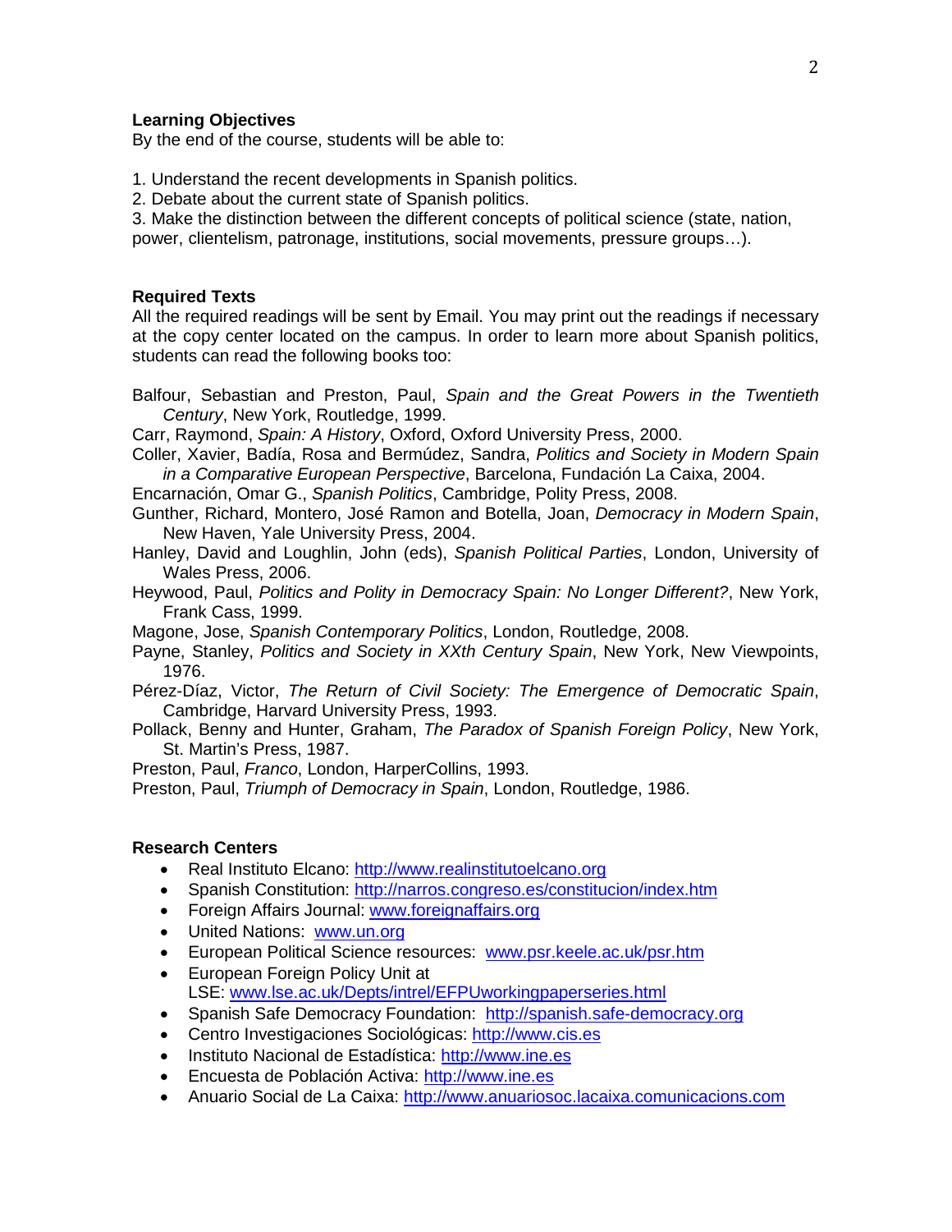### Learning Objectives

By the end of the course, students will be able to:

1. Understand the recent developments in Spanish politics.
2. Debate about the current state of Spanish politics.
3. Make the distinction between the different concepts of political science (state, nation, power, clientelism, patronage, institutions, social movements, pressure groups…).

### Required Texts

All the required readings will be sent by Email. You may print out the readings if necessary at the copy center located on the campus. In order to learn more about Spanish politics, students can read the following books too:

Balfour, Sebastian and Preston, Paul, *Spain and the Great Powers in the Twentieth Century*, New York, Routledge, 1999.

Carr, Raymond, *Spain: A History*, Oxford, Oxford University Press, 2000.

Coller, Xavier, Badía, Rosa and Bermúdez, Sandra, *Politics and Society in Modern Spain in a Comparative European Perspective*, Barcelona, Fundación La Caixa, 2004.

Encarnación, Omar G., *Spanish Politics*, Cambridge, Polity Press, 2008.

Gunther, Richard, Montero, José Ramon and Botella, Joan, *Democracy in Modern Spain*, New Haven, Yale University Press, 2004.

Hanley, David and Loughlin, John (eds), *Spanish Political Parties*, London, University of Wales Press, 2006.

Heywood, Paul, *Politics and Polity in Democracy Spain: No Longer Different?*, New York, Frank Cass, 1999.

Magone, Jose, *Spanish Contemporary Politics*, London, Routledge, 2008.

Payne, Stanley, *Politics and Society in XXth Century Spain*, New York, New Viewpoints, 1976.

Pérez-Díaz, Victor, *The Return of Civil Society: The Emergence of Democratic Spain*, Cambridge, Harvard University Press, 1993.

Pollack, Benny and Hunter, Graham, *The Paradox of Spanish Foreign Policy*, New York, St. Martin's Press, 1987.

Preston, Paul, *Franco*, London, HarperCollins, 1993.

Preston, Paul, *Triumph of Democracy in Spain*, London, Routledge, 1986.

### Research Centers

- Real Instituto Elcano: http://www.realinstitutoelcano.org
- Spanish Constitution: http://narros.congreso.es/constitucion/index.htm
- Foreign Affairs Journal: www.foreignaffairs.org
- United Nations: www.un.org
- European Political Science resources: www.psr.keele.ac.uk/psr.htm
- European Foreign Policy Unit at LSE: www.lse.ac.uk/Depts/intrel/EFPUworkingpaperseries.html
- Spanish Safe Democracy Foundation: http://spanish.safe-democracy.org
- Centro Investigaciones Sociológicas: http://www.cis.es
- Instituto Nacional de Estadística: http://www.ine.es
- Encuesta de Población Activa: http://www.ine.es
- Anuario Social de La Caixa: http://www.anuariosoc.lacaixa.comunicacions.com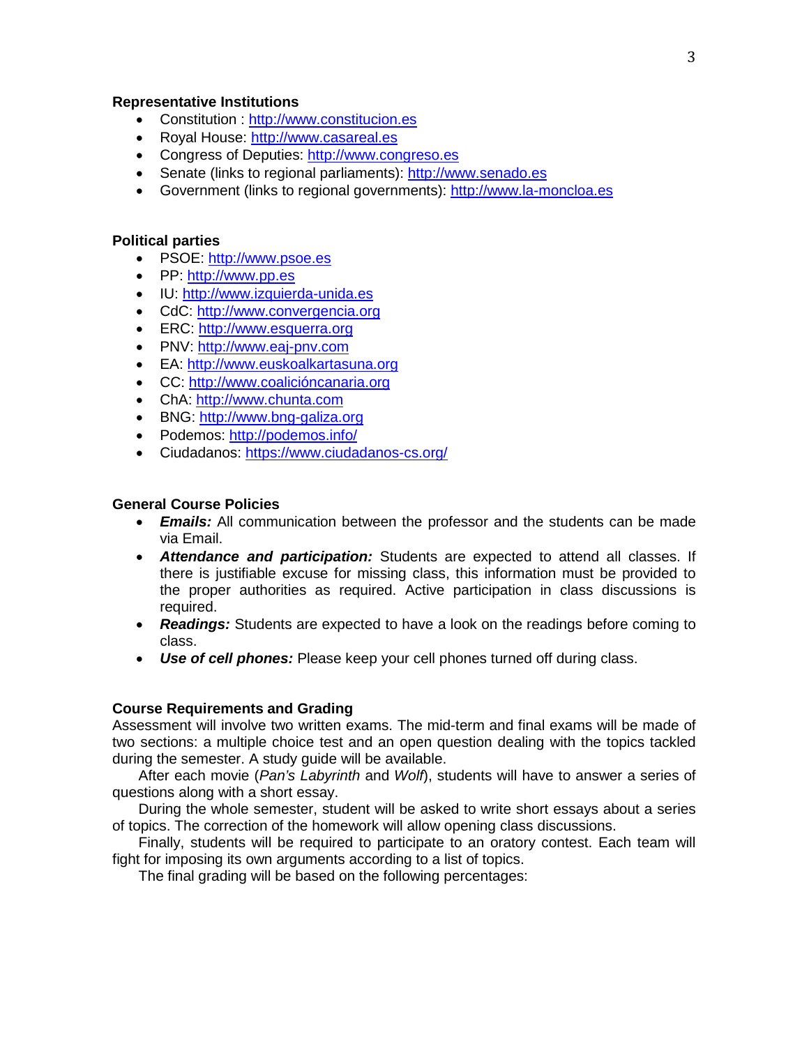**Representative Institutions**

- Constitution : http://www.constitucion.es
- Royal House: http://www.casareal.es
- Congress of Deputies: http://www.congreso.es
- Senate (links to regional parliaments): http://www.senado.es
- Government (links to regional governments): http://www.la-moncloa.es

**Political parties**

- PSOE: http://www.psoe.es
- PP: http://www.pp.es
- IU: http://www.izquierda-unida.es
- CdC: http://www.convergencia.org
- ERC: http://www.esquerra.org
- PNV: http://www.eaj-pnv.com
- EA: http://www.euskoalkartasuna.org
- CC: http://www.coalicióncanaria.org
- ChA: http://www.chunta.com
- BNG: http://www.bng-galiza.org
- Podemos: http://podemos.info/
- Ciudadanos: https://www.ciudadanos-cs.org/

**General Course Policies**

- ***Emails:*** All communication between the professor and the students can be made via Email.
- ***Attendance and participation:*** Students are expected to attend all classes. If there is justifiable excuse for missing class, this information must be provided to the proper authorities as required. Active participation in class discussions is required.
- ***Readings:*** Students are expected to have a look on the readings before coming to class.
- ***Use of cell phones:*** Please keep your cell phones turned off during class.

**Course Requirements and Grading**

Assessment will involve two written exams. The mid-term and final exams will be made of two sections: a multiple choice test and an open question dealing with the topics tackled during the semester. A study guide will be available.

After each movie (*Pan's Labyrinth* and *Wolf*), students will have to answer a series of questions along with a short essay.

During the whole semester, student will be asked to write short essays about a series of topics. The correction of the homework will allow opening class discussions.

Finally, students will be required to participate to an oratory contest. Each team will fight for imposing its own arguments according to a list of topics.

The final grading will be based on the following percentages: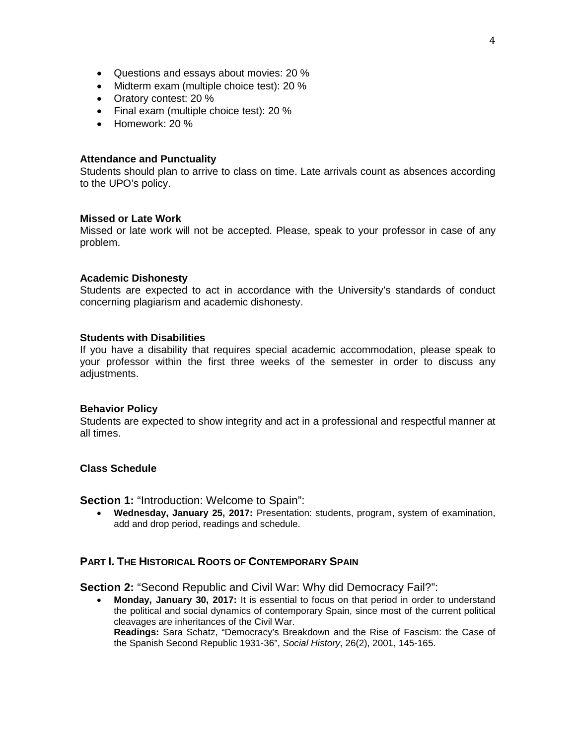- Questions and essays about movies: 20 %
- Midterm exam (multiple choice test): 20 %
- Oratory contest: 20 %
- Final exam (multiple choice test): 20 %
- Homework: 20 %

**Attendance and Punctuality**

Students should plan to arrive to class on time. Late arrivals count as absences according to the UPO's policy.

**Missed or Late Work**

Missed or late work will not be accepted. Please, speak to your professor in case of any problem.

**Academic Dishonesty**

Students are expected to act in accordance with the University's standards of conduct concerning plagiarism and academic dishonesty.

**Students with Disabilities**

If you have a disability that requires special academic accommodation, please speak to your professor within the first three weeks of the semester in order to discuss any adjustments.

**Behavior Policy**

Students are expected to show integrity and act in a professional and respectful manner at all times.

**Class Schedule**

**Section 1:** "Introduction: Welcome to Spain":

- **Wednesday, January 25, 2017:** Presentation: students, program, system of examination, add and drop period, readings and schedule.

## PART I. THE HISTORICAL ROOTS OF CONTEMPORARY SPAIN

**Section 2:** "Second Republic and Civil War: Why did Democracy Fail?":

- **Monday, January 30, 2017:** It is essential to focus on that period in order to understand the political and social dynamics of contemporary Spain, since most of the current political cleavages are inheritances of the Civil War.
  **Readings:** Sara Schatz, "Democracy's Breakdown and the Rise of Fascism: the Case of the Spanish Second Republic 1931-36", *Social History*, 26(2), 2001, 145-165.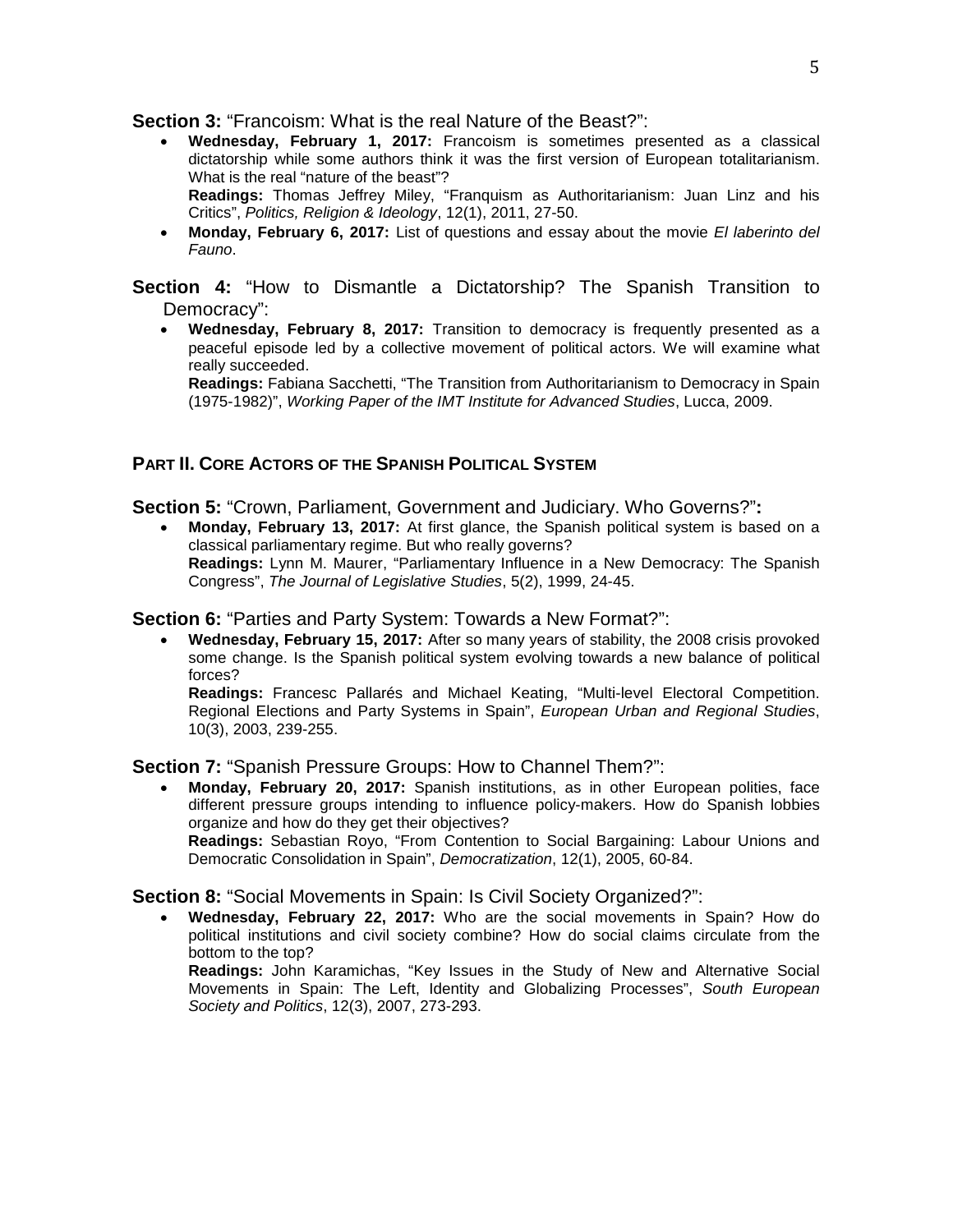**Section 3:** "Francoism: What is the real Nature of the Beast?":

- **Wednesday, February 1, 2017:** Francoism is sometimes presented as a classical dictatorship while some authors think it was the first version of European totalitarianism. What is the real "nature of the beast"?
  **Readings:** Thomas Jeffrey Miley, "Franquism as Authoritarianism: Juan Linz and his Critics", *Politics, Religion & Ideology*, 12(1), 2011, 27-50.
- **Monday, February 6, 2017:** List of questions and essay about the movie *El laberinto del Fauno*.

**Section 4:** "How to Dismantle a Dictatorship? The Spanish Transition to Democracy":

- **Wednesday, February 8, 2017:** Transition to democracy is frequently presented as a peaceful episode led by a collective movement of political actors. We will examine what really succeeded.
  **Readings:** Fabiana Sacchetti, "The Transition from Authoritarianism to Democracy in Spain (1975-1982)", *Working Paper of the IMT Institute for Advanced Studies*, Lucca, 2009.

## PART II. CORE ACTORS OF THE SPANISH POLITICAL SYSTEM

**Section 5:** "Crown, Parliament, Government and Judiciary. Who Governs?"**:**

- **Monday, February 13, 2017:** At first glance, the Spanish political system is based on a classical parliamentary regime. But who really governs?
  **Readings:** Lynn M. Maurer, "Parliamentary Influence in a New Democracy: The Spanish Congress", *The Journal of Legislative Studies*, 5(2), 1999, 24-45.

**Section 6:** "Parties and Party System: Towards a New Format?":

- **Wednesday, February 15, 2017:** After so many years of stability, the 2008 crisis provoked some change. Is the Spanish political system evolving towards a new balance of political forces?
  **Readings:** Francesc Pallarés and Michael Keating, "Multi-level Electoral Competition. Regional Elections and Party Systems in Spain", *European Urban and Regional Studies*, 10(3), 2003, 239-255.

**Section 7:** "Spanish Pressure Groups: How to Channel Them?":

- **Monday, February 20, 2017:** Spanish institutions, as in other European polities, face different pressure groups intending to influence policy-makers. How do Spanish lobbies organize and how do they get their objectives?
  **Readings:** Sebastian Royo, "From Contention to Social Bargaining: Labour Unions and Democratic Consolidation in Spain", *Democratization*, 12(1), 2005, 60-84.

**Section 8:** "Social Movements in Spain: Is Civil Society Organized?":

- **Wednesday, February 22, 2017:** Who are the social movements in Spain? How do political institutions and civil society combine? How do social claims circulate from the bottom to the top?
  **Readings:** John Karamichas, "Key Issues in the Study of New and Alternative Social Movements in Spain: The Left, Identity and Globalizing Processes", *South European Society and Politics*, 12(3), 2007, 273-293.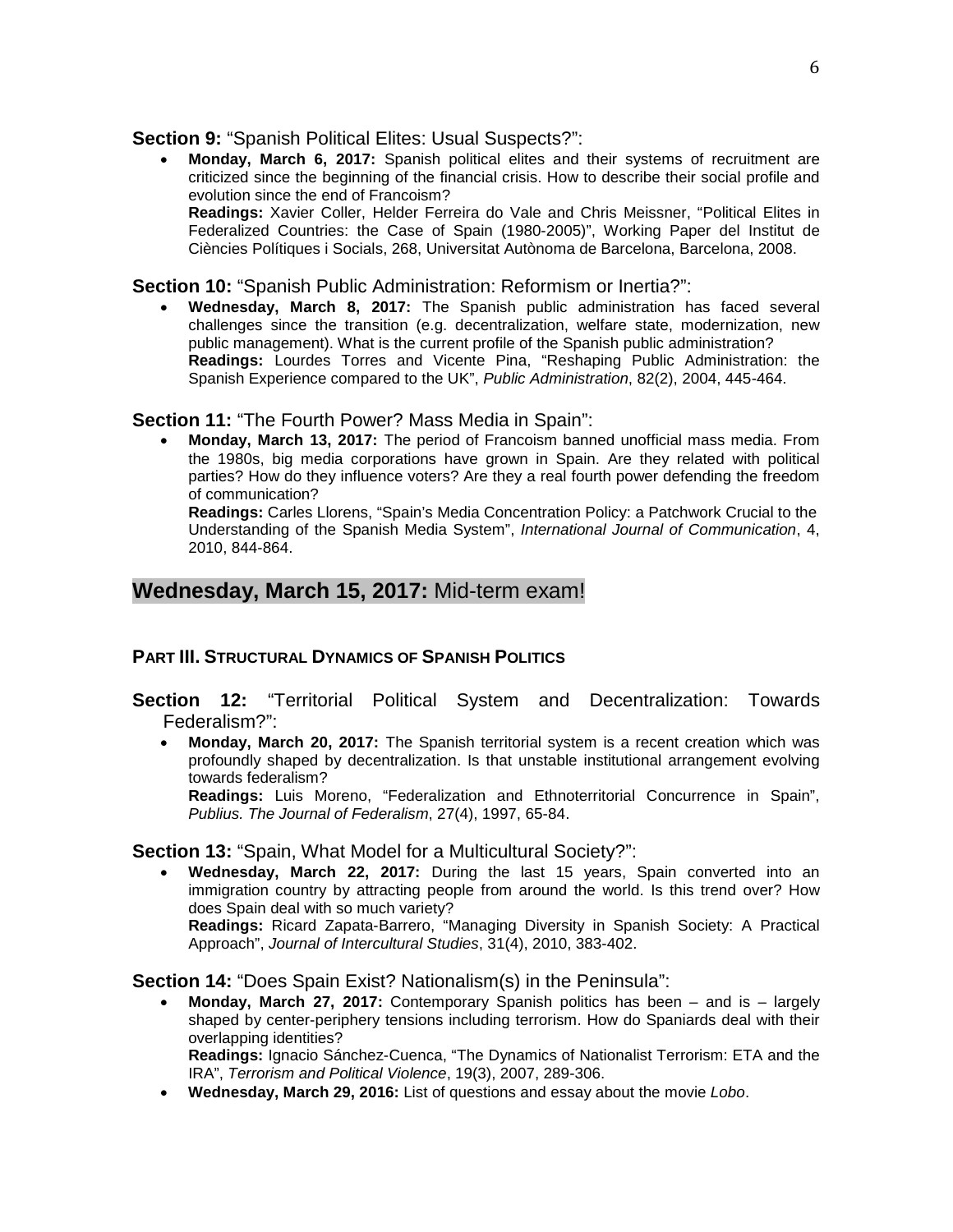**Section 9:** "Spanish Political Elites: Usual Suspects?":

- **Monday, March 6, 2017:** Spanish political elites and their systems of recruitment are criticized since the beginning of the financial crisis. How to describe their social profile and evolution since the end of Francoism?
  **Readings:** Xavier Coller, Helder Ferreira do Vale and Chris Meissner, "Political Elites in Federalized Countries: the Case of Spain (1980-2005)", Working Paper del Institut de Ciències Polítiques i Socials, 268, Universitat Autònoma de Barcelona, Barcelona, 2008.

**Section 10:** "Spanish Public Administration: Reformism or Inertia?":

- **Wednesday, March 8, 2017:** The Spanish public administration has faced several challenges since the transition (e.g. decentralization, welfare state, modernization, new public management). What is the current profile of the Spanish public administration?
  **Readings:** Lourdes Torres and Vicente Pina, "Reshaping Public Administration: the Spanish Experience compared to the UK", *Public Administration*, 82(2), 2004, 445-464.

**Section 11:** "The Fourth Power? Mass Media in Spain":

- **Monday, March 13, 2017:** The period of Francoism banned unofficial mass media. From the 1980s, big media corporations have grown in Spain. Are they related with political parties? How do they influence voters? Are they a real fourth power defending the freedom of communication?
  **Readings:** Carles Llorens, "Spain's Media Concentration Policy: a Patchwork Crucial to the Understanding of the Spanish Media System", *International Journal of Communication*, 4, 2010, 844-864.

## **Wednesday, March 15, 2017:** Mid-term exam!

### PART III. STRUCTURAL DYNAMICS OF SPANISH POLITICS

**Section 12:** "Territorial Political System and Decentralization: Towards Federalism?":

- **Monday, March 20, 2017:** The Spanish territorial system is a recent creation which was profoundly shaped by decentralization. Is that unstable institutional arrangement evolving towards federalism?
  **Readings:** Luis Moreno, "Federalization and Ethnoterritorial Concurrence in Spain", *Publius. The Journal of Federalism*, 27(4), 1997, 65-84.

**Section 13:** "Spain, What Model for a Multicultural Society?":

- **Wednesday, March 22, 2017:** During the last 15 years, Spain converted into an immigration country by attracting people from around the world. Is this trend over? How does Spain deal with so much variety?
  **Readings:** Ricard Zapata-Barrero, "Managing Diversity in Spanish Society: A Practical Approach", *Journal of Intercultural Studies*, 31(4), 2010, 383-402.

**Section 14:** "Does Spain Exist? Nationalism(s) in the Peninsula":

- **Monday, March 27, 2017:** Contemporary Spanish politics has been – and is – largely shaped by center-periphery tensions including terrorism. How do Spaniards deal with their overlapping identities?
  **Readings:** Ignacio Sánchez-Cuenca, "The Dynamics of Nationalist Terrorism: ETA and the IRA", *Terrorism and Political Violence*, 19(3), 2007, 289-306.
- **Wednesday, March 29, 2016:** List of questions and essay about the movie *Lobo*.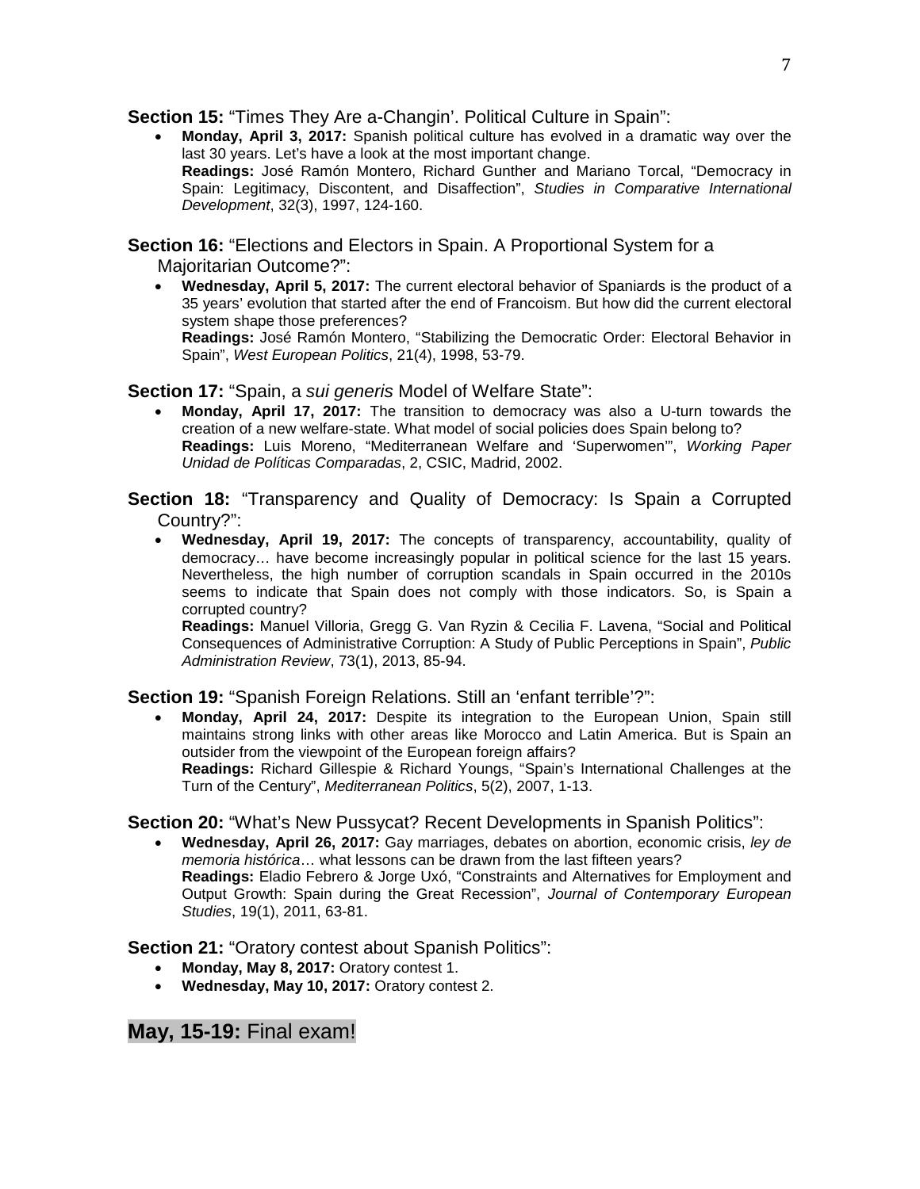**Section 15:** "Times They Are a-Changin'. Political Culture in Spain":

- **Monday, April 3, 2017:** Spanish political culture has evolved in a dramatic way over the last 30 years. Let's have a look at the most important change.
  **Readings:** José Ramón Montero, Richard Gunther and Mariano Torcal, "Democracy in Spain: Legitimacy, Discontent, and Disaffection", *Studies in Comparative International Development*, 32(3), 1997, 124-160.

**Section 16:** "Elections and Electors in Spain. A Proportional System for a Majoritarian Outcome?":

- **Wednesday, April 5, 2017:** The current electoral behavior of Spaniards is the product of a 35 years' evolution that started after the end of Francoism. But how did the current electoral system shape those preferences?
  **Readings:** José Ramón Montero, "Stabilizing the Democratic Order: Electoral Behavior in Spain", *West European Politics*, 21(4), 1998, 53-79.

**Section 17:** "Spain, a *sui generis* Model of Welfare State":

- **Monday, April 17, 2017:** The transition to democracy was also a U-turn towards the creation of a new welfare-state. What model of social policies does Spain belong to?
  **Readings:** Luis Moreno, "Mediterranean Welfare and 'Superwomen'", *Working Paper Unidad de Políticas Comparadas*, 2, CSIC, Madrid, 2002.

**Section 18:** "Transparency and Quality of Democracy: Is Spain a Corrupted Country?":

- **Wednesday, April 19, 2017:** The concepts of transparency, accountability, quality of democracy… have become increasingly popular in political science for the last 15 years. Nevertheless, the high number of corruption scandals in Spain occurred in the 2010s seems to indicate that Spain does not comply with those indicators. So, is Spain a corrupted country?
  **Readings:** Manuel Villoria, Gregg G. Van Ryzin & Cecilia F. Lavena, "Social and Political Consequences of Administrative Corruption: A Study of Public Perceptions in Spain", *Public Administration Review*, 73(1), 2013, 85-94.

**Section 19:** "Spanish Foreign Relations. Still an 'enfant terrible'?":

- **Monday, April 24, 2017:** Despite its integration to the European Union, Spain still maintains strong links with other areas like Morocco and Latin America. But is Spain an outsider from the viewpoint of the European foreign affairs?
  **Readings:** Richard Gillespie & Richard Youngs, "Spain's International Challenges at the Turn of the Century", *Mediterranean Politics*, 5(2), 2007, 1-13.

**Section 20:** "What's New Pussycat? Recent Developments in Spanish Politics":

- **Wednesday, April 26, 2017:** Gay marriages, debates on abortion, economic crisis, *ley de memoria histórica*… what lessons can be drawn from the last fifteen years?
  **Readings:** Eladio Febrero & Jorge Uxó, "Constraints and Alternatives for Employment and Output Growth: Spain during the Great Recession", *Journal of Contemporary European Studies*, 19(1), 2011, 63-81.

**Section 21:** "Oratory contest about Spanish Politics":

- **Monday, May 8, 2017:** Oratory contest 1.
- **Wednesday, May 10, 2017:** Oratory contest 2.

**May, 15-19:** Final exam!